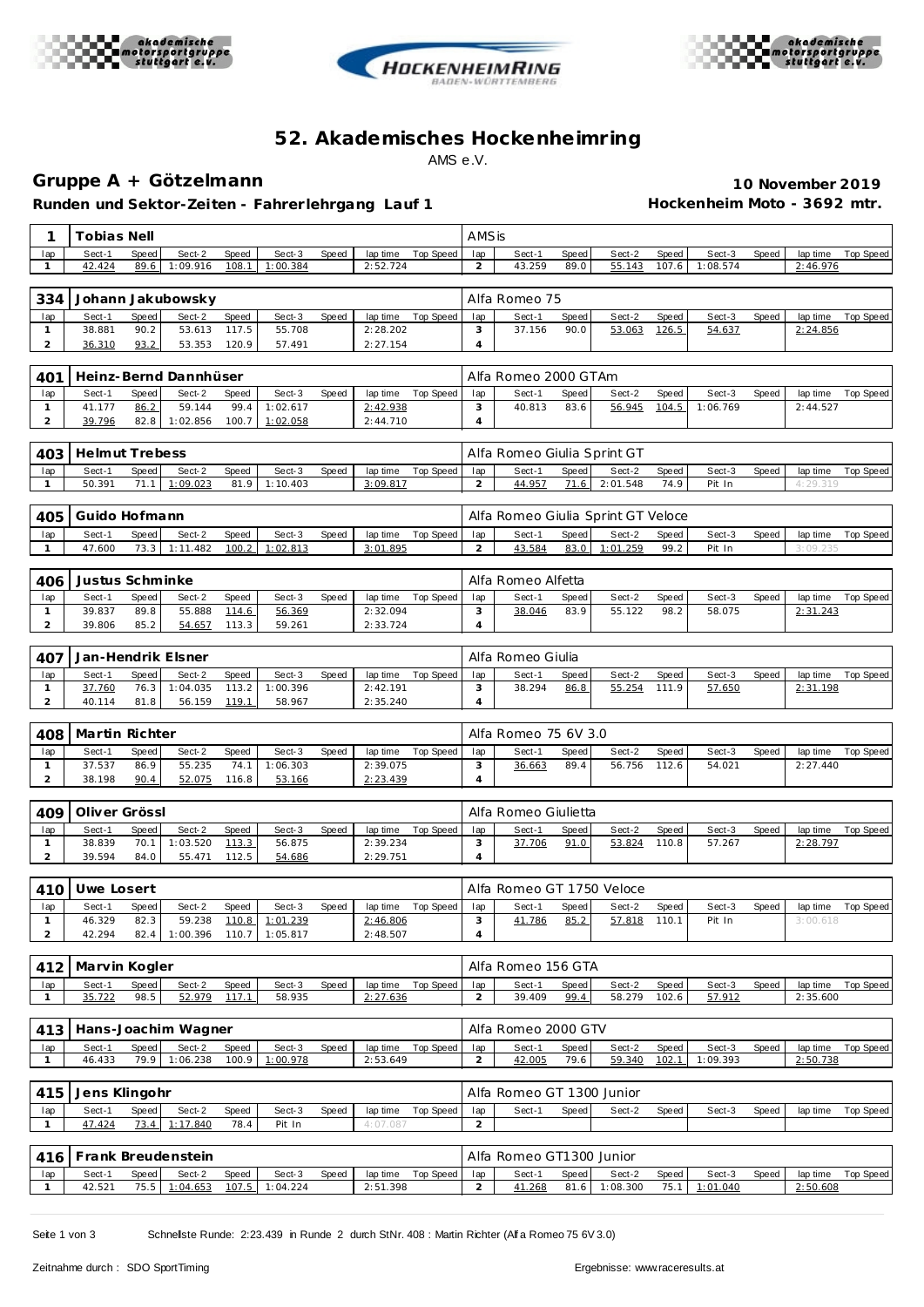# 52. Akademisches Hockenheimring

AMS e.V.

## Gruppe A + Götzelmann

**Runden und Sektor-Zeiten - Fahrerlehrgang Lauf 1**

**10 November 2019**

**Hockenheim Moto - 3692 mtr.**

| 1 | Tobias Nell | | | | | | | | AMSis | | | | | | | | |
|---|---|---|---|---|---|---|---|---|---|---|---|---|---|---|---|---|---|
| lap | Sect-1 | Speed | Sect-2 | Speed | Sect-3 | Speed | lap time | Top Speed | lap | Sect-1 | Speed | Sect-2 | Speed | Sect-3 | Speed | lap time | Top Speed |
| 1 | 42.424 | 89.6 | 1:09.916 | 108.1 | 1:00.384 | | 2:52.724 | | 2 | 43.259 | 89.0 | 55.143 | 107.6 | 1:08.574 | | 2:46.976 | |

| 334 | Johann Jakubowsky | | | | | | | | Alfa Romeo 75 | | | | | | | | |
|---|---|---|---|---|---|---|---|---|---|---|---|---|---|---|---|---|---|
| lap | Sect-1 | Speed | Sect-2 | Speed | Sect-3 | Speed | lap time | Top Speed | lap | Sect-1 | Speed | Sect-2 | Speed | Sect-3 | Speed | lap time | Top Speed |
| 1 | 38.881 | 90.2 | 53.613 | 117.5 | 55.708 | | 2:28.202 | | 3 | 37.156 | 90.0 | 53.063 | 126.5 | 54.637 | | 2:24.856 | |
| 2 | 36.310 | 93.2 | 53.353 | 120.9 | 57.491 | | 2:27.154 | | 4 | | | | | | | | |

| 401 | Heinz-Bernd Dannhüser | | | | | | | | Alfa Romeo 2000 GTAm | | | | | | | | |
|---|---|---|---|---|---|---|---|---|---|---|---|---|---|---|---|---|---|
| lap | Sect-1 | Speed | Sect-2 | Speed | Sect-3 | Speed | lap time | Top Speed | lap | Sect-1 | Speed | Sect-2 | Speed | Sect-3 | Speed | lap time | Top Speed |
| 1 | 41.177 | 86.2 | 59.144 | 99.4 | 1:02.617 | | 2:42.938 | | 3 | 40.813 | 83.6 | 56.945 | 104.5 | 1:06.769 | | 2:44.527 | |
| 2 | 39.796 | 82.8 | 1:02.856 | 100.7 | 1:02.058 | | 2:44.710 | | 4 | | | | | | | | |

| 403 | Helmut Trebess | | | | | | | | Alfa Romeo Giulia Sprint GT | | | | | | | | |
|---|---|---|---|---|---|---|---|---|---|---|---|---|---|---|---|---|---|
| lap | Sect-1 | Speed | Sect-2 | Speed | Sect-3 | Speed | lap time | Top Speed | lap | Sect-1 | Speed | Sect-2 | Speed | Sect-3 | Speed | lap time | Top Speed |
| 1 | 50.391 | 71.1 | 1:09.023 | 81.9 | 1:10.403 | | 3:09.817 | | 2 | 44.957 | 71.6 | 2:01.548 | 74.9 | Pit In | | 4:29.319 | |

| 405 | Guido Hofmann | | | | | | | | Alfa Romeo Giulia Sprint GT Veloce | | | | | | | | |
|---|---|---|---|---|---|---|---|---|---|---|---|---|---|---|---|---|---|
| lap | Sect-1 | Speed | Sect-2 | Speed | Sect-3 | Speed | lap time | Top Speed | lap | Sect-1 | Speed | Sect-2 | Speed | Sect-3 | Speed | lap time | Top Speed |
| 1 | 47.600 | 73.3 | 1:11.482 | 100.2 | 1:02.813 | | 3:01.895 | | 2 | 43.584 | 83.0 | 1:01.259 | 99.2 | Pit In | | 3:09.235 | |

| 406 | Justus Schminke | | | | | | | | Alfa Romeo Alfetta | | | | | | | | |
|---|---|---|---|---|---|---|---|---|---|---|---|---|---|---|---|---|---|
| lap | Sect-1 | Speed | Sect-2 | Speed | Sect-3 | Speed | lap time | Top Speed | lap | Sect-1 | Speed | Sect-2 | Speed | Sect-3 | Speed | lap time | Top Speed |
| 1 | 39.837 | 89.8 | 55.888 | 114.6 | 56.369 | | 2:32.094 | | 3 | 38.046 | 83.9 | 55.122 | 98.2 | 58.075 | | 2:31.243 | |
| 2 | 39.806 | 85.2 | 54.657 | 113.3 | 59.261 | | 2:33.724 | | 4 | | | | | | | | |

| 407 | Jan-Hendrik Elsner | | | | | | | | Alfa Romeo Giulia | | | | | | | | |
|---|---|---|---|---|---|---|---|---|---|---|---|---|---|---|---|---|---|
| lap | Sect-1 | Speed | Sect-2 | Speed | Sect-3 | Speed | lap time | Top Speed | lap | Sect-1 | Speed | Sect-2 | Speed | Sect-3 | Speed | lap time | Top Speed |
| 1 | 37.760 | 76.3 | 1:04.035 | 113.2 | 1:00.396 | | 2:42.191 | | 3 | 38.294 | 86.8 | 55.254 | 111.9 | 57.650 | | 2:31.198 | |
| 2 | 40.114 | 81.8 | 56.159 | 119.1 | 58.967 | | 2:35.240 | | 4 | | | | | | | | |

| 408 | Martin Richter | | | | | | | | Alfa Romeo 75 6V 3.0 | | | | | | | | |
|---|---|---|---|---|---|---|---|---|---|---|---|---|---|---|---|---|---|
| lap | Sect-1 | Speed | Sect-2 | Speed | Sect-3 | Speed | lap time | Top Speed | lap | Sect-1 | Speed | Sect-2 | Speed | Sect-3 | Speed | lap time | Top Speed |
| 1 | 37.537 | 86.9 | 55.235 | 74.1 | 1:06.303 | | 2:39.075 | | 3 | 36.663 | 89.4 | 56.756 | 112.6 | 54.021 | | 2:27.440 | |
| 2 | 38.198 | 90.4 | 52.075 | 116.8 | 53.166 | | 2:23.439 | | 4 | | | | | | | | |

| 409 | Oliver Grössl | | | | | | | | Alfa Romeo Giulietta | | | | | | | | |
|---|---|---|---|---|---|---|---|---|---|---|---|---|---|---|---|---|---|
| lap | Sect-1 | Speed | Sect-2 | Speed | Sect-3 | Speed | lap time | Top Speed | lap | Sect-1 | Speed | Sect-2 | Speed | Sect-3 | Speed | lap time | Top Speed |
| 1 | 38.839 | 70.1 | 1:03.520 | 113.3 | 56.875 | | 2:39.234 | | 3 | 37.706 | 91.0 | 53.824 | 110.8 | 57.267 | | 2:28.797 | |
| 2 | 39.594 | 84.0 | 55.471 | 112.5 | 54.686 | | 2:29.751 | | 4 | | | | | | | | |

| 410 | Uwe Losert | | | | | | | | Alfa Romeo GT 1750 Veloce | | | | | | | | |
|---|---|---|---|---|---|---|---|---|---|---|---|---|---|---|---|---|---|
| lap | Sect-1 | Speed | Sect-2 | Speed | Sect-3 | Speed | lap time | Top Speed | lap | Sect-1 | Speed | Sect-2 | Speed | Sect-3 | Speed | lap time | Top Speed |
| 1 | 46.329 | 82.3 | 59.238 | 110.8 | 1:01.239 | | 2:46.806 | | 3 | 41.786 | 85.2 | 57.818 | 110.1 | Pit In | | 3:00.618 | |
| 2 | 42.294 | 82.4 | 1:00.396 | 110.7 | 1:05.817 | | 2:48.507 | | 4 | | | | | | | | |

| 412 | Marvin Kogler | | | | | | | | Alfa Romeo 156 GTA | | | | | | | | |
|---|---|---|---|---|---|---|---|---|---|---|---|---|---|---|---|---|---|
| lap | Sect-1 | Speed | Sect-2 | Speed | Sect-3 | Speed | lap time | Top Speed | lap | Sect-1 | Speed | Sect-2 | Speed | Sect-3 | Speed | lap time | Top Speed |
| 1 | 35.722 | 98.5 | 52.979 | 117.1 | 58.935 | | 2:27.636 | | 2 | 39.409 | 99.4 | 58.279 | 102.6 | 57.912 | | 2:35.600 | |

| 413 | Hans-Joachim Wagner | | | | | | | | Alfa Romeo 2000 GTV | | | | | | | | |
|---|---|---|---|---|---|---|---|---|---|---|---|---|---|---|---|---|---|
| lap | Sect-1 | Speed | Sect-2 | Speed | Sect-3 | Speed | lap time | Top Speed | lap | Sect-1 | Speed | Sect-2 | Speed | Sect-3 | Speed | lap time | Top Speed |
| 1 | 46.433 | 79.9 | 1:06.238 | 100.9 | 1:00.978 | | 2:53.649 | | 2 | 42.005 | 79.6 | 59.340 | 102.1 | 1:09.393 | | 2:50.738 | |

| 415 | Jens Klingohr | | | | | | | | Alfa Romeo GT 1300 Junior | | | | | | | | |
|---|---|---|---|---|---|---|---|---|---|---|---|---|---|---|---|---|---|
| lap | Sect-1 | Speed | Sect-2 | Speed | Sect-3 | Speed | lap time | Top Speed | lap | Sect-1 | Speed | Sect-2 | Speed | Sect-3 | Speed | lap time | Top Speed |
| 1 | 47.424 | 73.4 | 1:17.840 | 78.4 | Pit In | | 4:07.087 | | 2 | | | | | | | | |

| 416 | Frank Breudenstein | | | | | | | | Alfa Romeo GT1300 Junior | | | | | | | | |
|---|---|---|---|---|---|---|---|---|---|---|---|---|---|---|---|---|---|
| lap | Sect-1 | Speed | Sect-2 | Speed | Sect-3 | Speed | lap time | Top Speed | lap | Sect-1 | Speed | Sect-2 | Speed | Sect-3 | Speed | lap time | Top Speed |
| 1 | 42.521 | 75.5 | 1:04.653 | 107.5 | 1:04.224 | | 2:51.398 | | 2 | 41.268 | 81.6 | 1:08.300 | 75.1 | 1:01.040 | | 2:50.608 | |

Schnellste Runde: 2:23.439 in Runde 2 durch StNr. 408 : Martin Richter (Alfa Romeo 75 6V 3.0)

Zeitnahme durch : SDO SportTiming

Ergebnisse: www.raceresults.at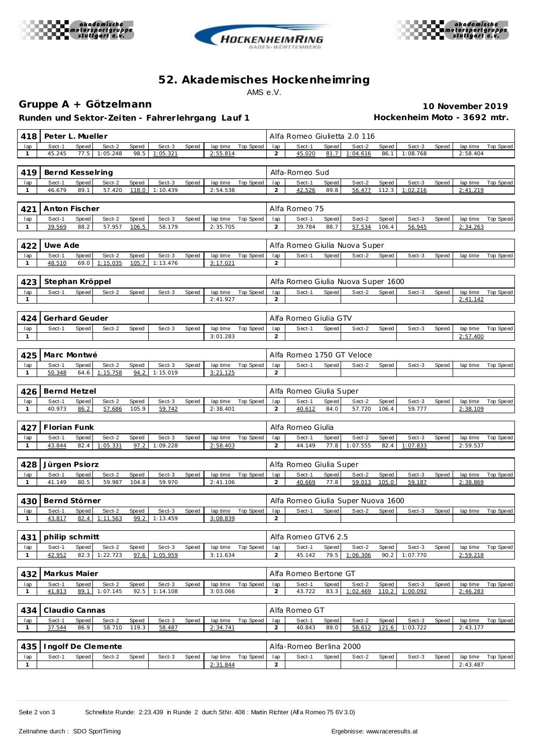# 52. Akademisches Hockenheimring

AMS e.V.

## Gruppe A + Götzelmann

**10 November 2019**

**Runden und Sektor-Zeiten - Fahrerlehrgang Lauf 1**

**Hockenheim Moto - 3692 mtr.**

### 418 Peter L. Mueller — Alfa Romeo Giulietta 2.0 116

| lap | Sect-1 | Speed | Sect-2 | Speed | Sect-3 | Speed | lap time | Top Speed |
|---|---|---|---|---|---|---|---|---|
| 1 | 45.245 | 77.5 | 1:05.248 | 98.5 | 1:05.321 | | 2:55.814 | |
| 2 | 45.020 | 81.7 | 1:04.616 | 86.1 | 1:08.768 | | 2:58.404 | |

### 419 Bernd Kesselring — Alfa-Romeo Sud

| lap | Sect-1 | Speed | Sect-2 | Speed | Sect-3 | Speed | lap time | Top Speed |
|---|---|---|---|---|---|---|---|---|
| 1 | 46.679 | 89.1 | 57.420 | 118.0 | 1:10.439 | | 2:54.538 | |
| 2 | 42.526 | 89.8 | 56.477 | 112.3 | 1:02.216 | | 2:41.219 | |

### 421 Anton Fischer — Alfa Romeo 75

| lap | Sect-1 | Speed | Sect-2 | Speed | Sect-3 | Speed | lap time | Top Speed |
|---|---|---|---|---|---|---|---|---|
| 1 | 39.569 | 88.2 | 57.957 | 106.5 | 58.179 | | 2:35.705 | |
| 2 | 39.784 | 88.7 | 57.534 | 106.4 | 56.945 | | 2:34.263 | |

### 422 Uwe Ade — Alfa Romeo Giulia Nuova Super

| lap | Sect-1 | Speed | Sect-2 | Speed | Sect-3 | Speed | lap time | Top Speed |
|---|---|---|---|---|---|---|---|---|
| 1 | 48.510 | 69.0 | 1:15.035 | 105.7 | 1:13.476 | | 3:17.021 | |
| 2 | | | | | | | | |

### 423 Stephan Kröppel — Alfa Romeo Giulia Nuova Super 1600

| lap | Sect-1 | Speed | Sect-2 | Speed | Sect-3 | Speed | lap time | Top Speed |
|---|---|---|---|---|---|---|---|---|
| 1 | | | | | | | 2:41.927 | |
| 2 | | | | | | | 2:41.142 | |

### 424 Gerhard Geuder — Alfa Romeo Giulia GTV

| lap | Sect-1 | Speed | Sect-2 | Speed | Sect-3 | Speed | lap time | Top Speed |
|---|---|---|---|---|---|---|---|---|
| 1 | | | | | | | 3:01.283 | |
| 2 | | | | | | | 2:57.400 | |

### 425 Marc Montwé — Alfa Romeo 1750 GT Veloce

| lap | Sect-1 | Speed | Sect-2 | Speed | Sect-3 | Speed | lap time | Top Speed |
|---|---|---|---|---|---|---|---|---|
| 1 | 50.348 | 64.6 | 1:15.758 | 94.2 | 1:15.019 | | 3:21.125 | |
| 2 | | | | | | | | |

### 426 Bernd Hetzel — Alfa Romeo Giulia Super

| lap | Sect-1 | Speed | Sect-2 | Speed | Sect-3 | Speed | lap time | Top Speed |
|---|---|---|---|---|---|---|---|---|
| 1 | 40.973 | 86.2 | 57.686 | 105.9 | 59.742 | | 2:38.401 | |
| 2 | 40.612 | 84.0 | 57.720 | 106.4 | 59.777 | | 2:38.109 | |

### 427 Florian Funk — Alfa Romeo Giulia

| lap | Sect-1 | Speed | Sect-2 | Speed | Sect-3 | Speed | lap time | Top Speed |
|---|---|---|---|---|---|---|---|---|
| 1 | 43.844 | 82.4 | 1:05.331 | 97.2 | 1:09.228 | | 2:58.403 | |
| 2 | 44.149 | 77.8 | 1:07.555 | 82.4 | 1:07.833 | | 2:59.537 | |

### 428 Jürgen Psiorz — Alfa Romeo Giulia Super

| lap | Sect-1 | Speed | Sect-2 | Speed | Sect-3 | Speed | lap time | Top Speed |
|---|---|---|---|---|---|---|---|---|
| 1 | 41.149 | 80.5 | 59.987 | 104.8 | 59.970 | | 2:41.106 | |
| 2 | 40.669 | 77.8 | 59.013 | 105.0 | 59.187 | | 2:38.869 | |

### 430 Bernd Störner — Alfa Romeo Giulia Super Nuova 1600

| lap | Sect-1 | Speed | Sect-2 | Speed | Sect-3 | Speed | lap time | Top Speed |
|---|---|---|---|---|---|---|---|---|
| 1 | 43.817 | 82.4 | 1:11.563 | 99.2 | 1:13.459 | | 3:08.839 | |
| 2 | | | | | | | | |

### 431 philip schmitt — Alfa Romeo GTV6 2.5

| lap | Sect-1 | Speed | Sect-2 | Speed | Sect-3 | Speed | lap time | Top Speed |
|---|---|---|---|---|---|---|---|---|
| 1 | 42.952 | 82.3 | 1:22.723 | 97.6 | 1:05.959 | | 3:11.634 | |
| 2 | 45.142 | 79.5 | 1:06.306 | 90.2 | 1:07.770 | | 2:59.218 | |

### 432 Markus Maier — Alfa Romeo Bertone GT

| lap | Sect-1 | Speed | Sect-2 | Speed | Sect-3 | Speed | lap time | Top Speed |
|---|---|---|---|---|---|---|---|---|
| 1 | 41.813 | 89.1 | 1:07.145 | 92.5 | 1:14.108 | | 3:03.066 | |
| 2 | 43.722 | 83.3 | 1:02.469 | 110.2 | 1:00.092 | | 2:46.283 | |

### 434 Claudio Cannas — Alfa Romeo GT

| lap | Sect-1 | Speed | Sect-2 | Speed | Sect-3 | Speed | lap time | Top Speed |
|---|---|---|---|---|---|---|---|---|
| 1 | 37.544 | 86.9 | 58.710 | 119.3 | 58.487 | | 2:34.741 | |
| 2 | 40.843 | 89.0 | 58.612 | 121.6 | 1:03.722 | | 2:43.177 | |

### 435 Ingolf De Clemente — Alfa-Romeo Berlina 2000

| lap | Sect-1 | Speed | Sect-2 | Speed | Sect-3 | Speed | lap time | Top Speed |
|---|---|---|---|---|---|---|---|---|
| 1 | | | | | | | 2:31.844 | |
| 2 | | | | | | | 2:43.487 | |

Schnellste Runde: 2:23.439 in Runde 2 durch StNr. 408 : Martin Richter (Alfa Romeo 75 6V 3.0)

Zeitnahme durch : SDO SportTiming — Ergebnisse: www.raceresults.at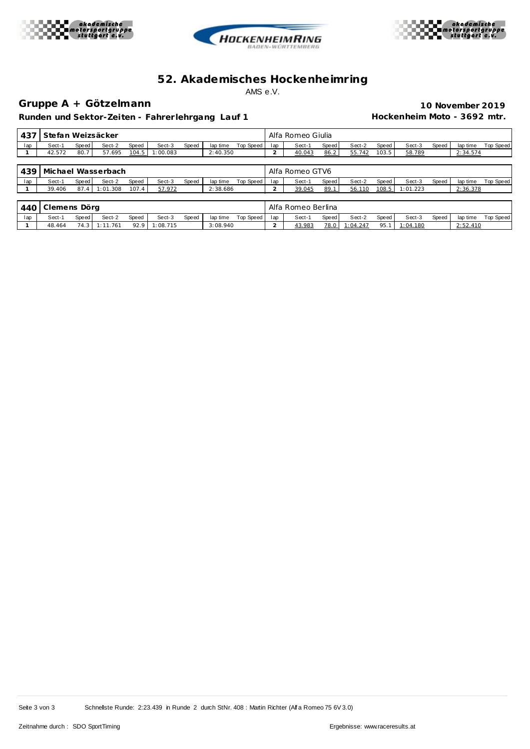# 52. Akademisches Hockenheimring

AMS e.V.

## Gruppe A + Götzelmann

**10 November 2019**

**Runden und Sektor-Zeiten - Fahrerlehrgang Lauf 1**

**Hockenheim Moto - 3692 mtr.**

| 437 | Stefan Weizsäcker | | | | | | | | Alfa Romeo Giulia | | | | | | | | |
|---|---|---|---|---|---|---|---|---|---|---|---|---|---|---|---|---|---|
| lap | Sect-1 | Speed | Sect-2 | Speed | Sect-3 | Speed | lap time | Top Speed | lap | Sect-1 | Speed | Sect-2 | Speed | Sect-3 | Speed | lap time | Top Speed |
| 1 | 42.572 | 80.7 | 57.695 | 104.5 | 1:00.083 | | 2:40.350 | | 2 | 40.043 | 86.2 | 55.742 | 103.5 | 58.789 | | 2:34.574 | |

| 439 | Michael Wasserbach | | | | | | | | Alfa Romeo GTV6 | | | | | | | | |
|---|---|---|---|---|---|---|---|---|---|---|---|---|---|---|---|---|---|
| lap | Sect-1 | Speed | Sect-2 | Speed | Sect-3 | Speed | lap time | Top Speed | lap | Sect-1 | Speed | Sect-2 | Speed | Sect-3 | Speed | lap time | Top Speed |
| 1 | 39.406 | 87.4 | 1:01.308 | 107.4 | 57.972 | | 2:38.686 | | 2 | 39.045 | 89.1 | 56.110 | 108.5 | 1:01.223 | | 2:36.378 | |

| 440 | Clemens Dörg | | | | | | | | Alfa Romeo Berlina | | | | | | | | |
|---|---|---|---|---|---|---|---|---|---|---|---|---|---|---|---|---|---|
| lap | Sect-1 | Speed | Sect-2 | Speed | Sect-3 | Speed | lap time | Top Speed | lap | Sect-1 | Speed | Sect-2 | Speed | Sect-3 | Speed | lap time | Top Speed |
| 1 | 48.464 | 74.3 | 1:11.761 | 92.9 | 1:08.715 | | 3:08.940 | | 2 | 43.983 | 78.0 | 1:04.247 | 95.1 | 1:04.180 | | 2:52.410 | |

Schnellste Runde: 2:23.439 in Runde 2 durch StNr. 408 : Martin Richter (Alfa Romeo 75 6V 3.0)

Zeitnahme durch : SDO SportTiming

Ergebnisse: www.raceresults.at